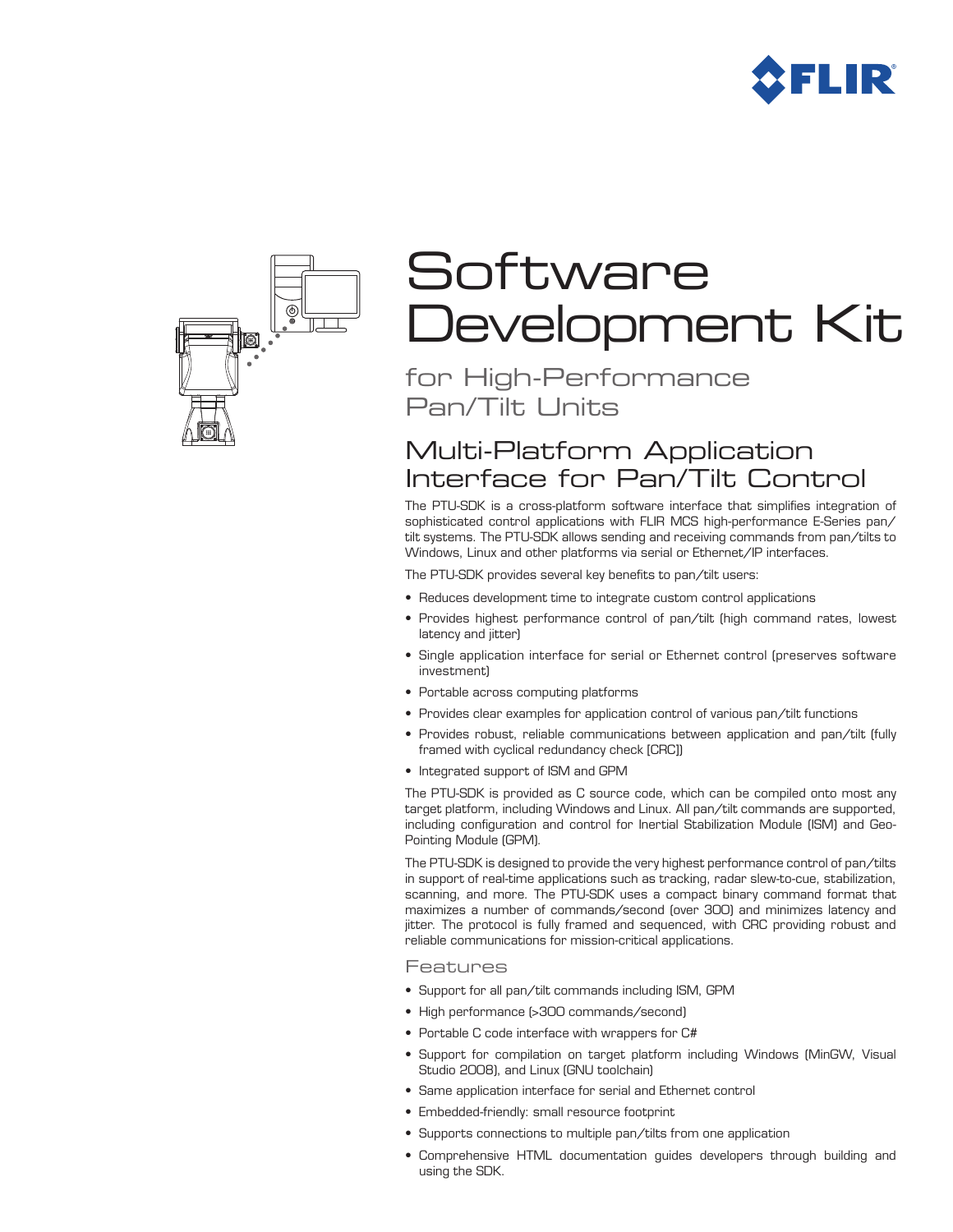# Software Development Kit

## for High-Performance Pan/Tilt Units

## Multi-Platform Application Interface for Pan/Tilt Control

The PTU-SDK is a cross-platform software interface that simplifies integration of sophisticated control applications with FLIR MCS high-performance E-Series pan/tilt systems. The PTU-SDK allows sending and receiving commands from pan/tilts to Windows, Linux and other platforms via serial or Ethernet/IP interfaces.

The PTU-SDK provides several key benefits to pan/tilt users:

- Reduces development time to integrate custom control applications
- Provides highest performance control of pan/tilt (high command rates, lowest latency and jitter)
- Single application interface for serial or Ethernet control (preserves software investment)
- Portable across computing platforms
- Provides clear examples for application control of various pan/tilt functions
- Provides robust, reliable communications between application and pan/tilt (fully framed with cyclical redundancy check [CRC])
- Integrated support of ISM and GPM

The PTU-SDK is provided as C source code, which can be compiled onto most any target platform, including Windows and Linux. All pan/tilt commands are supported, including configuration and control for Inertial Stabilization Module (ISM) and Geo-Pointing Module (GPM).

The PTU-SDK is designed to provide the very highest performance control of pan/tilts in support of real-time applications such as tracking, radar slew-to-cue, stabilization, scanning, and more. The PTU-SDK uses a compact binary command format that maximizes a number of commands/second (over 300) and minimizes latency and jitter. The protocol is fully framed and sequenced, with CRC providing robust and reliable communications for mission-critical applications.

### Features

- Support for all pan/tilt commands including ISM, GPM
- High performance (>300 commands/second)
- Portable C code interface with wrappers for C#
- Support for compilation on target platform including Windows (MinGW, Visual Studio 2008), and Linux (GNU toolchain)
- Same application interface for serial and Ethernet control
- Embedded-friendly: small resource footprint
- Supports connections to multiple pan/tilts from one application
- Comprehensive HTML documentation guides developers through building and using the SDK.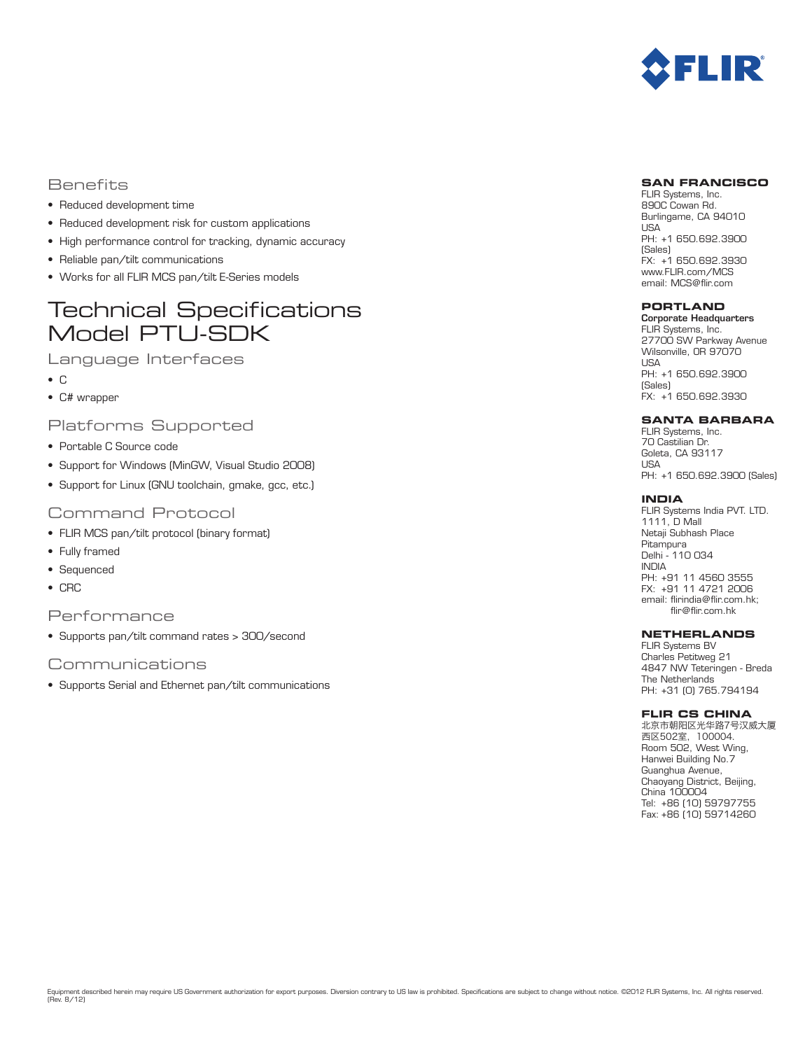## Benefits

- Reduced development time
- Reduced development risk for custom applications
- High performance control for tracking, dynamic accuracy
- Reliable pan/tilt communications
- Works for all FLIR MCS pan/tilt E-Series models

# Technical Specifications Model PTU-SDK

## Language Interfaces

- C
- C# wrapper

## Platforms Supported

- Portable C Source code
- Support for Windows (MinGW, Visual Studio 2008)
- Support for Linux (GNU toolchain, gmake, gcc, etc.)

## Command Protocol

- FLIR MCS pan/tilt protocol (binary format)
- Fully framed
- Sequenced
- CRC

## Performance

- Supports pan/tilt command rates > 300/second

## Communications

- Supports Serial and Ethernet pan/tilt communications

### SAN FRANCISCO

FLIR Systems, Inc.
890C Cowan Rd.
Burlingame, CA 94010
USA
PH: +1 650.692.3900 (Sales)
FX: +1 650.692.3930
www.FLIR.com/MCS
email: MCS@flir.com

### PORTLAND

**Corporate Headquarters**
FLIR Systems, Inc.
27700 SW Parkway Avenue
Wilsonville, OR 97070
USA
PH: +1 650.692.3900 (Sales)
FX: +1 650.692.3930

### SANTA BARBARA

FLIR Systems, Inc.
70 Castilian Dr.
Goleta, CA 93117
USA
PH: +1 650.692.3900 (Sales)

### INDIA

FLIR Systems India PVT. LTD.
1111, D Mall
Netaji Subhash Place
Pitampura
Delhi - 110 034
INDIA
PH: +91 11 4560 3555
FX: +91 11 4721 2006
email: flirindia@flir.com.hk; flir@flir.com.hk

### NETHERLANDS

FLIR Systems BV
Charles Petitweg 21
4847 NW Teteringen - Breda
The Netherlands
PH: +31 (0) 765.794194

### FLIR CS CHINA

北京市朝阳区光华路7号汉威大厦西区502室，100004.
Room 502, West Wing,
Hanwei Building No.7
Guanghua Avenue,
Chaoyang District, Beijing,
China 100004
Tel: +86 (10) 59797755
Fax: +86 (10) 59714260

Equipment described herein may require US Government authorization for export purposes. Diversion contrary to US law is prohibited. Specifications are subject to change without notice. ©2012 FLIR Systems, Inc. All rights reserved. (Rev. 8/12)